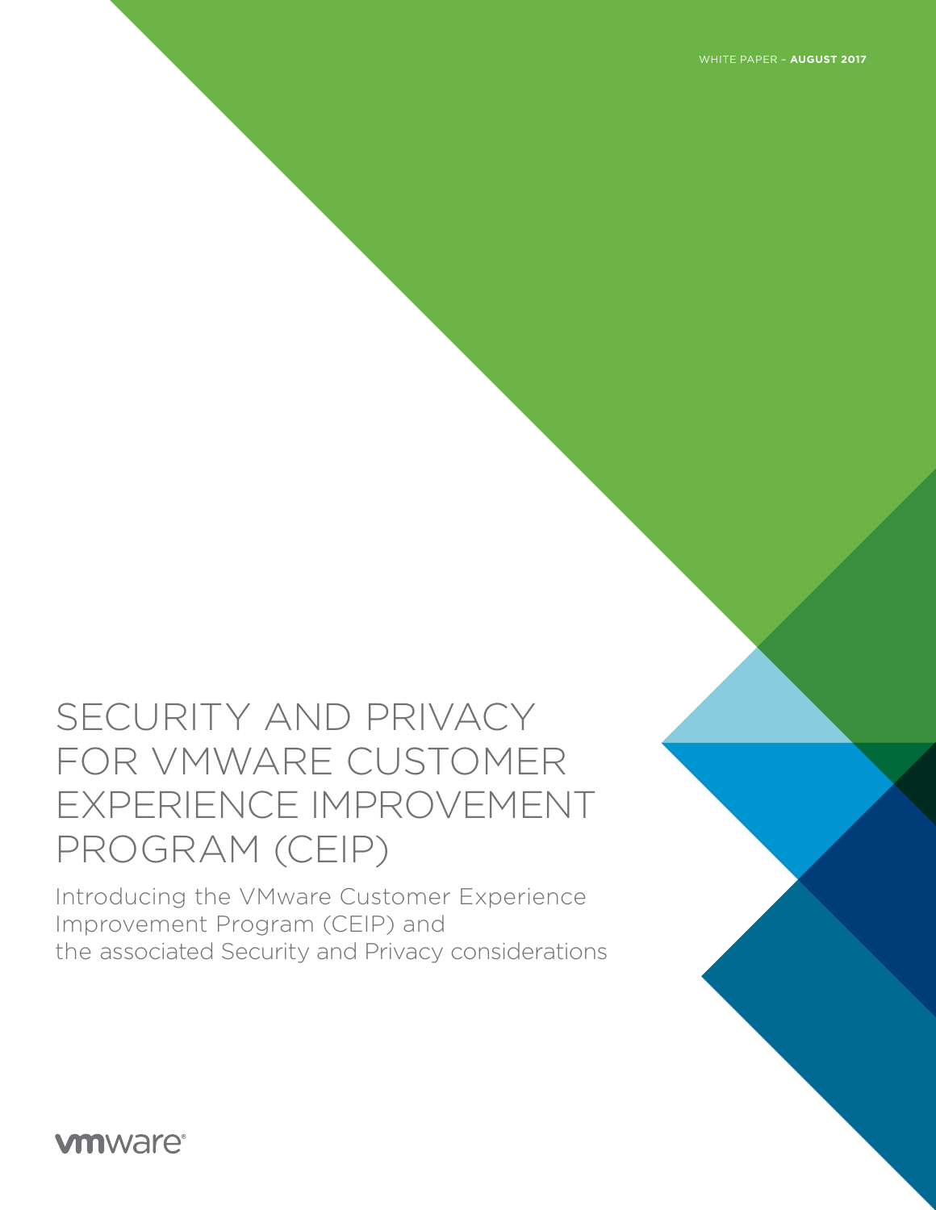WHITE PAPER – **AUGUST 2017**

# SECURITY AND PRIVACY FOR VMWARE CUSTOMER EXPERIENCE IMPROVEMENT PROGRAM (CEIP)

Introducing the VMware Customer Experience Improvement Program (CEIP) and the associated Security and Privacy considerations

vmware®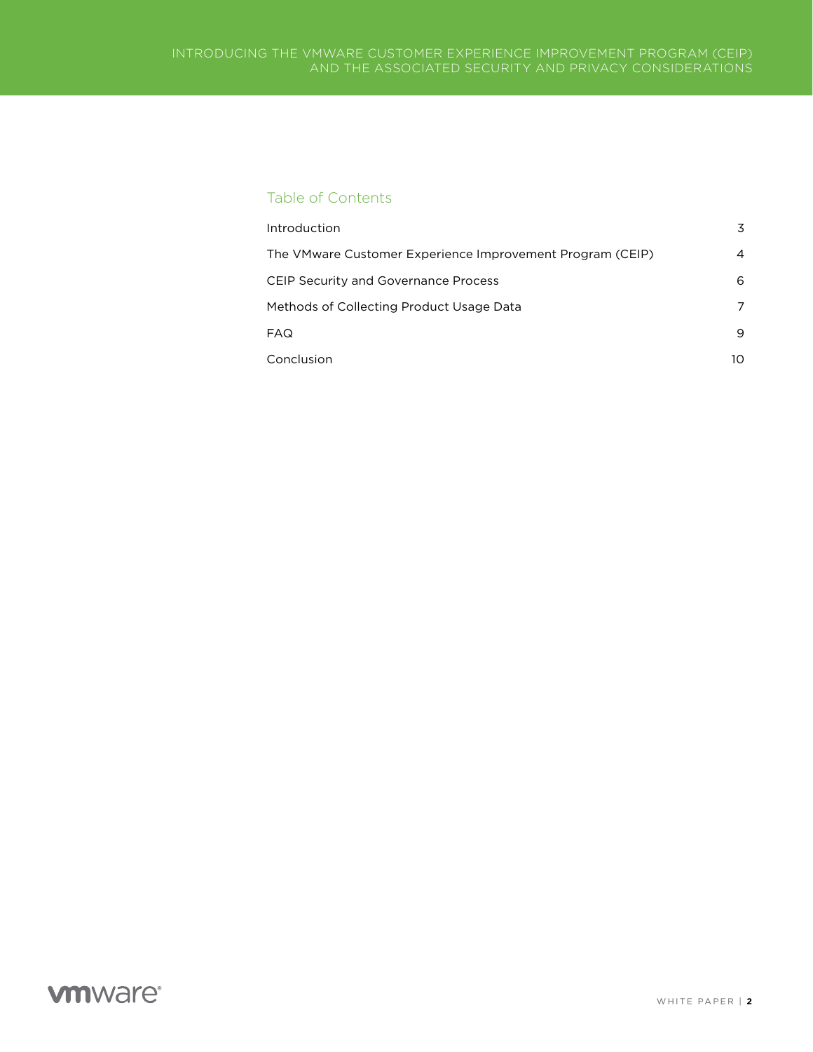## Table of Contents

| | |
|---|---|
| Introduction | 3 |
| The VMware Customer Experience Improvement Program (CEIP) | 4 |
| CEIP Security and Governance Process | 6 |
| Methods of Collecting Product Usage Data | 7 |
| FAQ | 9 |
| Conclusion | 10 |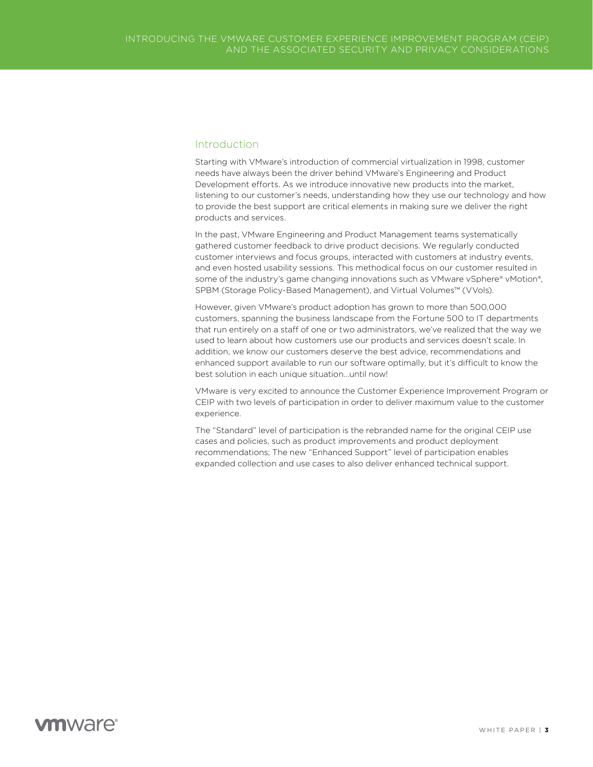## Introduction

Starting with VMware's introduction of commercial virtualization in 1998, customer needs have always been the driver behind VMware's Engineering and Product Development efforts. As we introduce innovative new products into the market, listening to our customer's needs, understanding how they use our technology and how to provide the best support are critical elements in making sure we deliver the right products and services.

In the past, VMware Engineering and Product Management teams systematically gathered customer feedback to drive product decisions. We regularly conducted customer interviews and focus groups, interacted with customers at industry events, and even hosted usability sessions. This methodical focus on our customer resulted in some of the industry's game changing innovations such as VMware vSphere® vMotion®, SPBM (Storage Policy-Based Management), and Virtual Volumes™ (VVols).

However, given VMware's product adoption has grown to more than 500,000 customers, spanning the business landscape from the Fortune 500 to IT departments that run entirely on a staff of one or two administrators, we've realized that the way we used to learn about how customers use our products and services doesn't scale. In addition, we know our customers deserve the best advice, recommendations and enhanced support available to run our software optimally, but it's difficult to know the best solution in each unique situation…until now!

VMware is very excited to announce the Customer Experience Improvement Program or CEIP with two levels of participation in order to deliver maximum value to the customer experience.

The "Standard" level of participation is the rebranded name for the original CEIP use cases and policies, such as product improvements and product deployment recommendations; The new "Enhanced Support" level of participation enables expanded collection and use cases to also deliver enhanced technical support.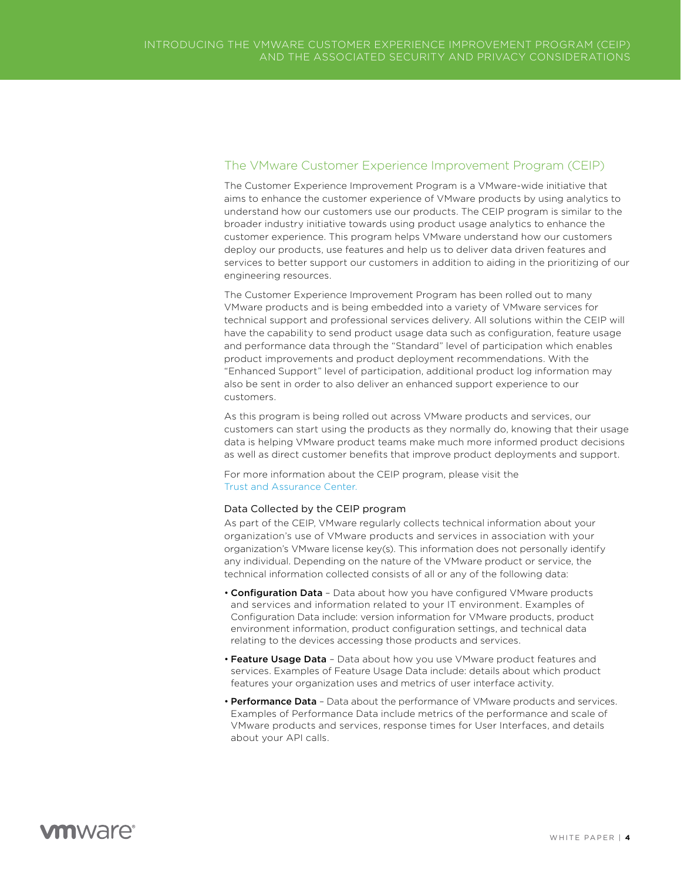## The VMware Customer Experience Improvement Program (CEIP)

The Customer Experience Improvement Program is a VMware-wide initiative that aims to enhance the customer experience of VMware products by using analytics to understand how our customers use our products. The CEIP program is similar to the broader industry initiative towards using product usage analytics to enhance the customer experience. This program helps VMware understand how our customers deploy our products, use features and help us to deliver data driven features and services to better support our customers in addition to aiding in the prioritizing of our engineering resources.

The Customer Experience Improvement Program has been rolled out to many VMware products and is being embedded into a variety of VMware services for technical support and professional services delivery. All solutions within the CEIP will have the capability to send product usage data such as configuration, feature usage and performance data through the "Standard" level of participation which enables product improvements and product deployment recommendations. With the "Enhanced Support" level of participation, additional product log information may also be sent in order to also deliver an enhanced support experience to our customers.

As this program is being rolled out across VMware products and services, our customers can start using the products as they normally do, knowing that their usage data is helping VMware product teams make much more informed product decisions as well as direct customer benefits that improve product deployments and support.

For more information about the CEIP program, please visit the Trust and Assurance Center.

### Data Collected by the CEIP program

As part of the CEIP, VMware regularly collects technical information about your organization's use of VMware products and services in association with your organization's VMware license key(s). This information does not personally identify any individual. Depending on the nature of the VMware product or service, the technical information collected consists of all or any of the following data:

- **Configuration Data** – Data about how you have configured VMware products and services and information related to your IT environment. Examples of Configuration Data include: version information for VMware products, product environment information, product configuration settings, and technical data relating to the devices accessing those products and services.
- **Feature Usage Data** – Data about how you use VMware product features and services. Examples of Feature Usage Data include: details about which product features your organization uses and metrics of user interface activity.
- **Performance Data** – Data about the performance of VMware products and services. Examples of Performance Data include metrics of the performance and scale of VMware products and services, response times for User Interfaces, and details about your API calls.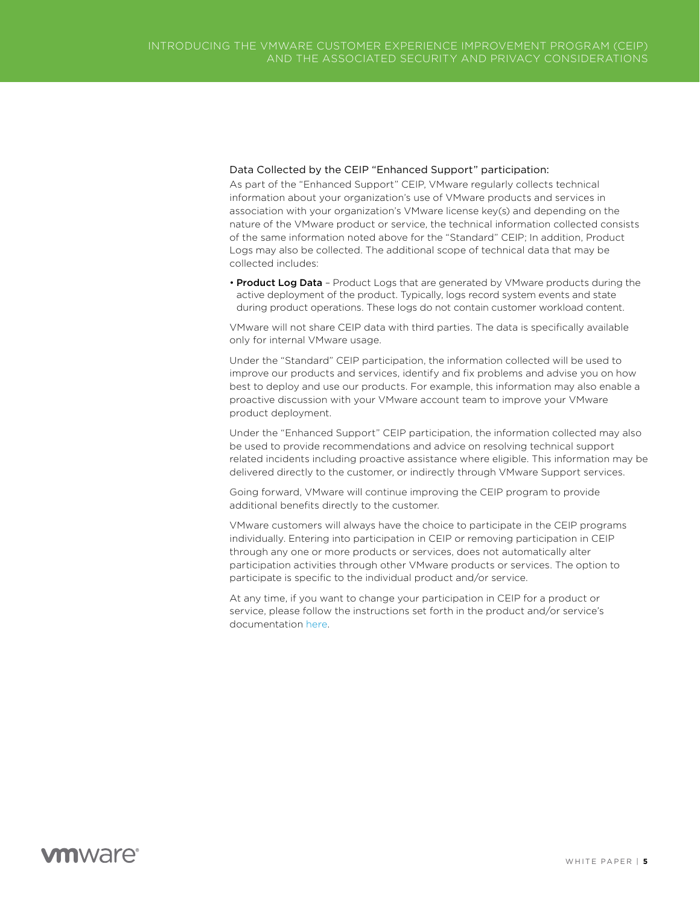### Data Collected by the CEIP "Enhanced Support" participation:

As part of the "Enhanced Support" CEIP, VMware regularly collects technical information about your organization's use of VMware products and services in association with your organization's VMware license key(s) and depending on the nature of the VMware product or service, the technical information collected consists of the same information noted above for the "Standard" CEIP; In addition, Product Logs may also be collected. The additional scope of technical data that may be collected includes:

- **Product Log Data** – Product Logs that are generated by VMware products during the active deployment of the product. Typically, logs record system events and state during product operations. These logs do not contain customer workload content.

VMware will not share CEIP data with third parties. The data is specifically available only for internal VMware usage.

Under the "Standard" CEIP participation, the information collected will be used to improve our products and services, identify and fix problems and advise you on how best to deploy and use our products. For example, this information may also enable a proactive discussion with your VMware account team to improve your VMware product deployment.

Under the "Enhanced Support" CEIP participation, the information collected may also be used to provide recommendations and advice on resolving technical support related incidents including proactive assistance where eligible. This information may be delivered directly to the customer, or indirectly through VMware Support services.

Going forward, VMware will continue improving the CEIP program to provide additional benefits directly to the customer.

VMware customers will always have the choice to participate in the CEIP programs individually. Entering into participation in CEIP or removing participation in CEIP through any one or more products or services, does not automatically alter participation activities through other VMware products or services. The option to participate is specific to the individual product and/or service.

At any time, if you want to change your participation in CEIP for a product or service, please follow the instructions set forth in the product and/or service's documentation here.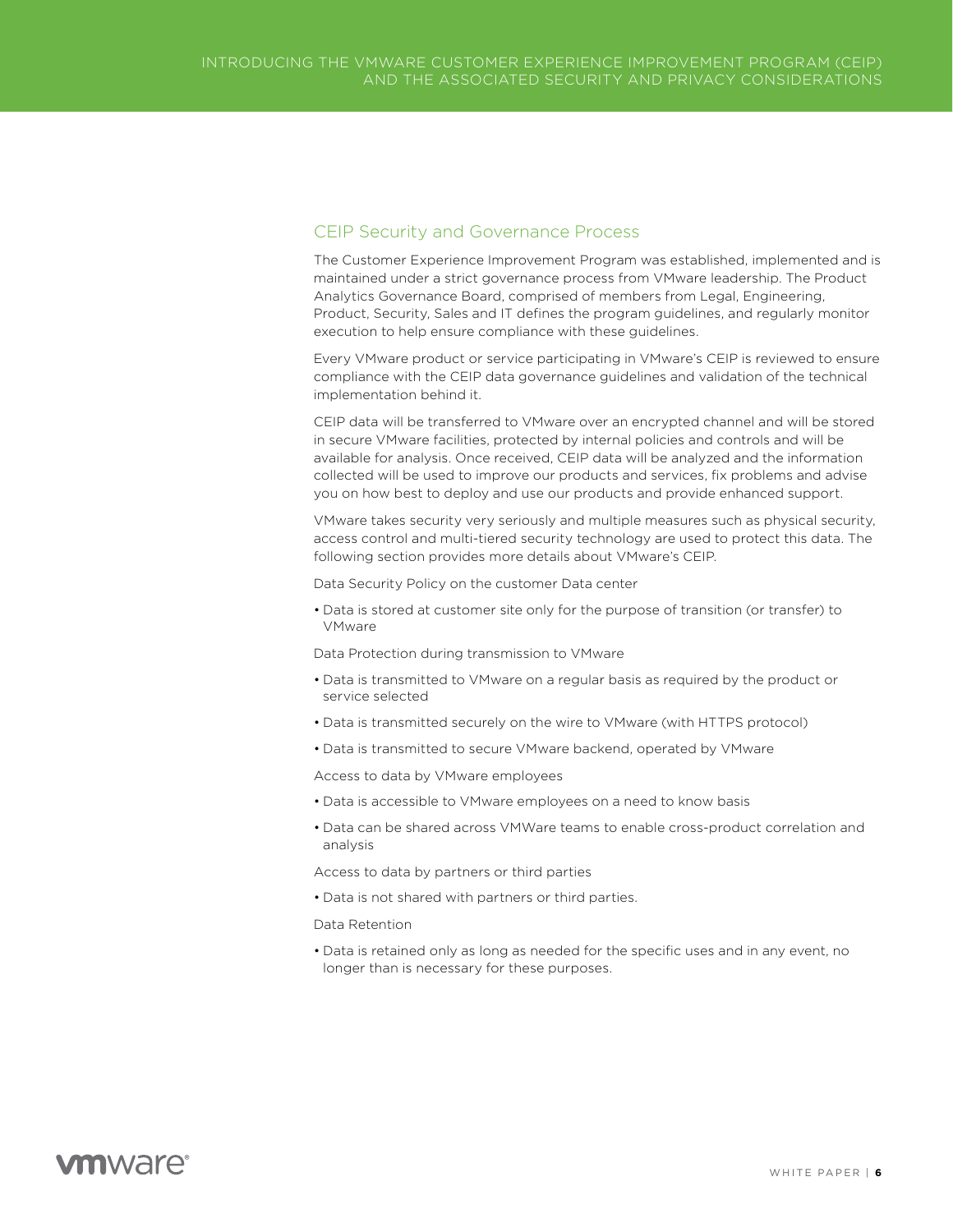## CEIP Security and Governance Process

The Customer Experience Improvement Program was established, implemented and is maintained under a strict governance process from VMware leadership. The Product Analytics Governance Board, comprised of members from Legal, Engineering, Product, Security, Sales and IT defines the program guidelines, and regularly monitor execution to help ensure compliance with these guidelines.

Every VMware product or service participating in VMware's CEIP is reviewed to ensure compliance with the CEIP data governance guidelines and validation of the technical implementation behind it.

CEIP data will be transferred to VMware over an encrypted channel and will be stored in secure VMware facilities, protected by internal policies and controls and will be available for analysis. Once received, CEIP data will be analyzed and the information collected will be used to improve our products and services, fix problems and advise you on how best to deploy and use our products and provide enhanced support.

VMware takes security very seriously and multiple measures such as physical security, access control and multi-tiered security technology are used to protect this data. The following section provides more details about VMware's CEIP.

Data Security Policy on the customer Data center

- Data is stored at customer site only for the purpose of transition (or transfer) to VMware

Data Protection during transmission to VMware

- Data is transmitted to VMware on a regular basis as required by the product or service selected
- Data is transmitted securely on the wire to VMware (with HTTPS protocol)
- Data is transmitted to secure VMware backend, operated by VMware

Access to data by VMware employees

- Data is accessible to VMware employees on a need to know basis
- Data can be shared across VMWare teams to enable cross-product correlation and analysis

Access to data by partners or third parties

- Data is not shared with partners or third parties.

Data Retention

- Data is retained only as long as needed for the specific uses and in any event, no longer than is necessary for these purposes.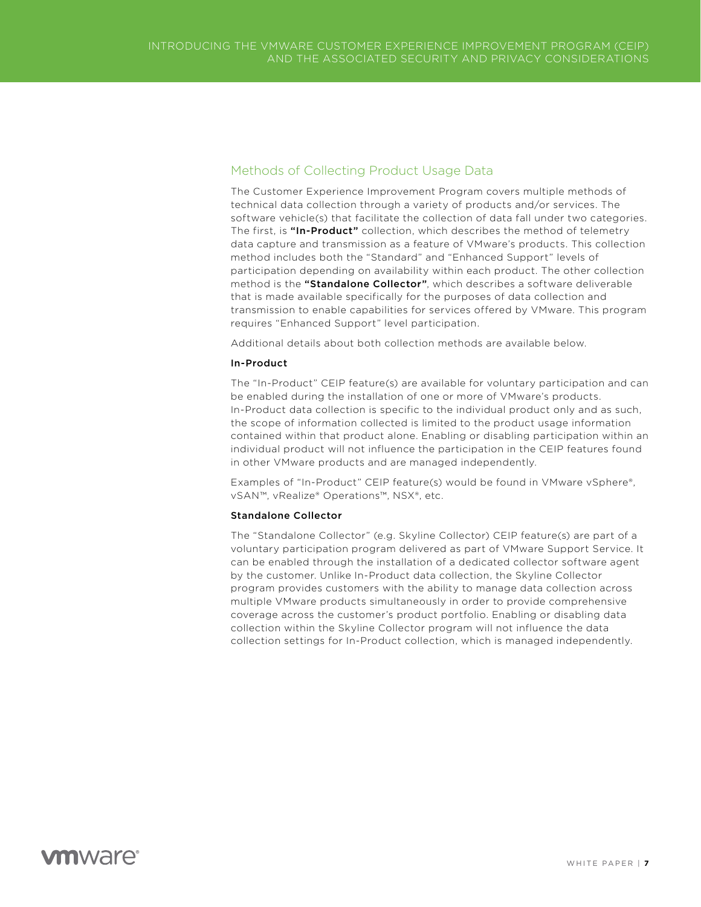## Methods of Collecting Product Usage Data

The Customer Experience Improvement Program covers multiple methods of technical data collection through a variety of products and/or services. The software vehicle(s) that facilitate the collection of data fall under two categories. The first, is **"In-Product"** collection, which describes the method of telemetry data capture and transmission as a feature of VMware's products. This collection method includes both the "Standard" and "Enhanced Support" levels of participation depending on availability within each product. The other collection method is the **"Standalone Collector"**, which describes a software deliverable that is made available specifically for the purposes of data collection and transmission to enable capabilities for services offered by VMware. This program requires "Enhanced Support" level participation.

Additional details about both collection methods are available below.

### In-Product

The "In-Product" CEIP feature(s) are available for voluntary participation and can be enabled during the installation of one or more of VMware's products. In-Product data collection is specific to the individual product only and as such, the scope of information collected is limited to the product usage information contained within that product alone. Enabling or disabling participation within an individual product will not influence the participation in the CEIP features found in other VMware products and are managed independently.

Examples of "In-Product" CEIP feature(s) would be found in VMware vSphere®, vSAN™, vRealize® Operations™, NSX®, etc.

### Standalone Collector

The "Standalone Collector" (e.g. Skyline Collector) CEIP feature(s) are part of a voluntary participation program delivered as part of VMware Support Service. It can be enabled through the installation of a dedicated collector software agent by the customer. Unlike In-Product data collection, the Skyline Collector program provides customers with the ability to manage data collection across multiple VMware products simultaneously in order to provide comprehensive coverage across the customer's product portfolio. Enabling or disabling data collection within the Skyline Collector program will not influence the data collection settings for In-Product collection, which is managed independently.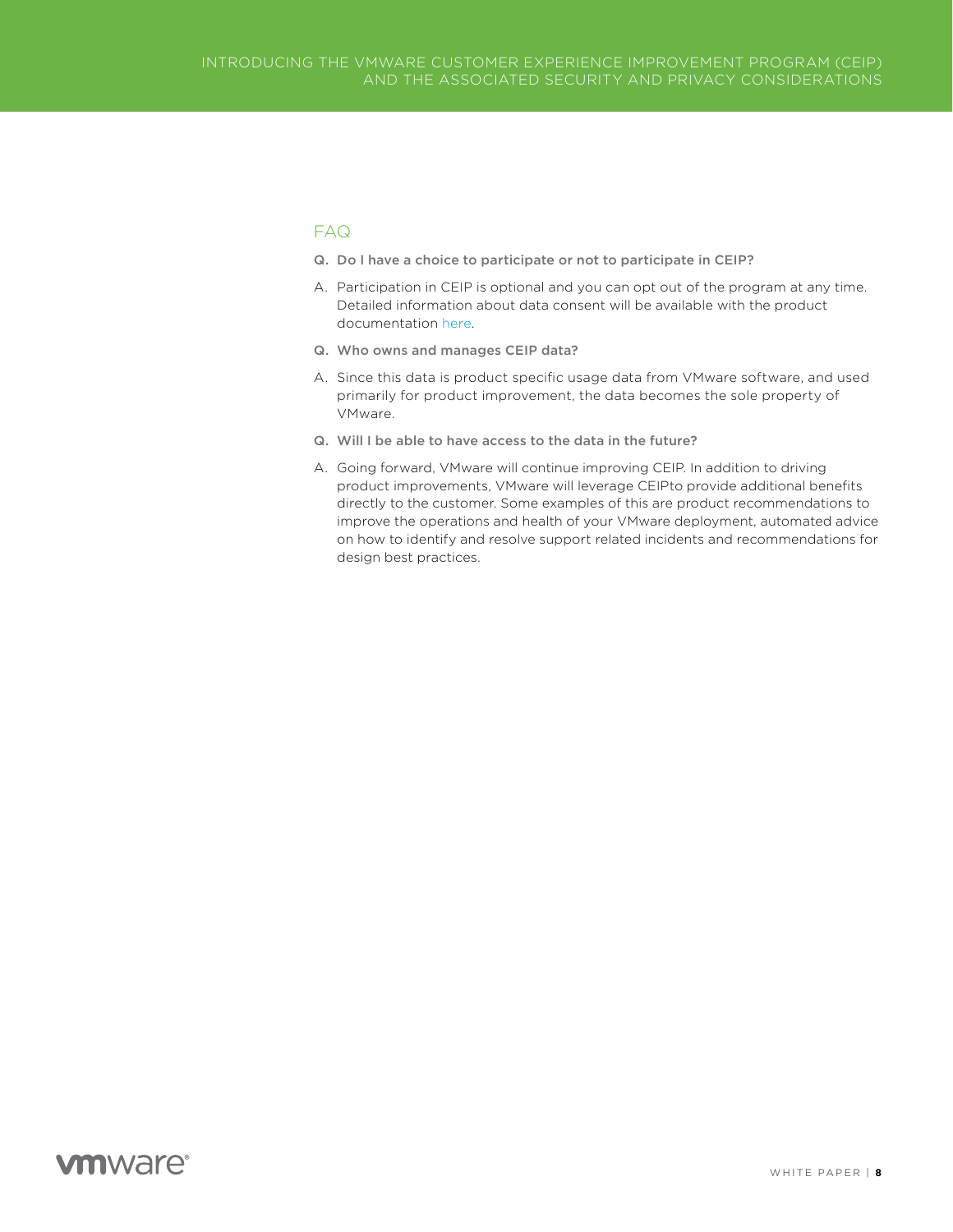## FAQ

**Q. Do I have a choice to participate or not to participate in CEIP?**

A. Participation in CEIP is optional and you can opt out of the program at any time. Detailed information about data consent will be available with the product documentation here.

**Q. Who owns and manages CEIP data?**

A. Since this data is product specific usage data from VMware software, and used primarily for product improvement, the data becomes the sole property of VMware.

**Q. Will I be able to have access to the data in the future?**

A. Going forward, VMware will continue improving CEIP. In addition to driving product improvements, VMware will leverage CEIPto provide additional benefits directly to the customer. Some examples of this are product recommendations to improve the operations and health of your VMware deployment, automated advice on how to identify and resolve support related incidents and recommendations for design best practices.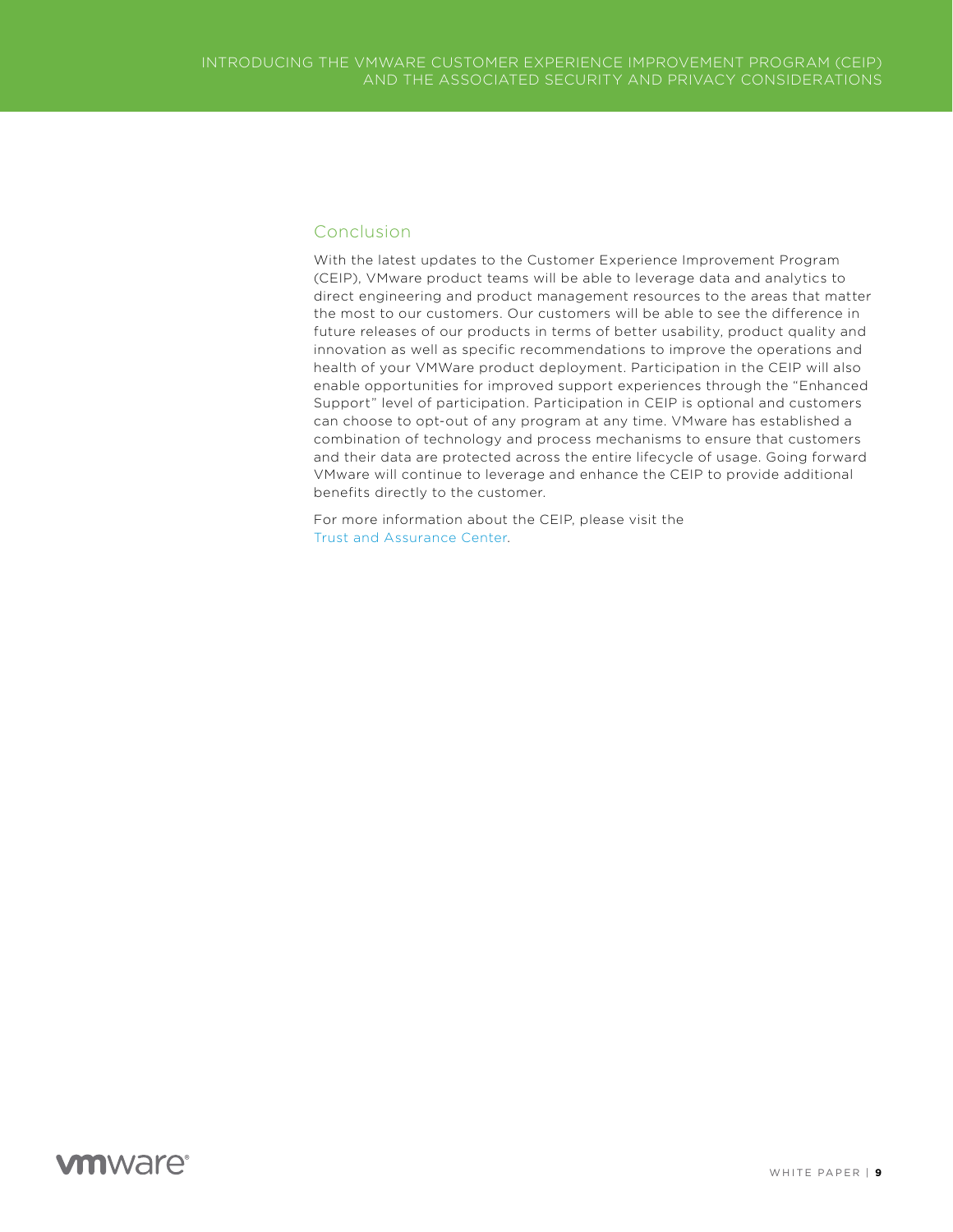## Conclusion

With the latest updates to the Customer Experience Improvement Program (CEIP), VMware product teams will be able to leverage data and analytics to direct engineering and product management resources to the areas that matter the most to our customers. Our customers will be able to see the difference in future releases of our products in terms of better usability, product quality and innovation as well as specific recommendations to improve the operations and health of your VMWare product deployment. Participation in the CEIP will also enable opportunities for improved support experiences through the "Enhanced Support" level of participation. Participation in CEIP is optional and customers can choose to opt-out of any program at any time. VMware has established a combination of technology and process mechanisms to ensure that customers and their data are protected across the entire lifecycle of usage. Going forward VMware will continue to leverage and enhance the CEIP to provide additional benefits directly to the customer.

For more information about the CEIP, please visit the Trust and Assurance Center.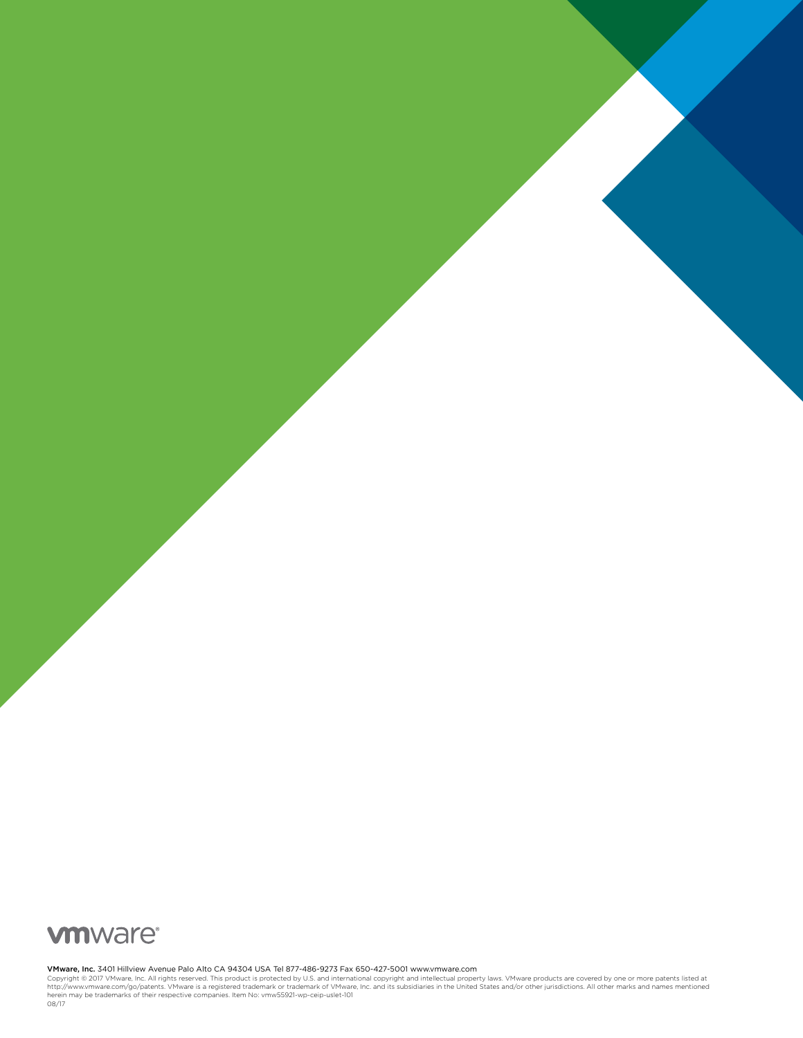vmware®

**VMware, Inc.** 3401 Hillview Avenue Palo Alto CA 94304 USA Tel 877-486-9273 Fax 650-427-5001 www.vmware.com
Copyright © 2017 VMware, Inc. All rights reserved. This product is protected by U.S. and international copyright and intellectual property laws. VMware products are covered by one or more patents listed at http://www.vmware.com/go/patents. VMware is a registered trademark or trademark of VMware, Inc. and its subsidiaries in the United States and/or other jurisdictions. All other marks and names mentioned herein may be trademarks of their respective companies. Item No: vmw55921-wp-ceip-uslet-101
08/17